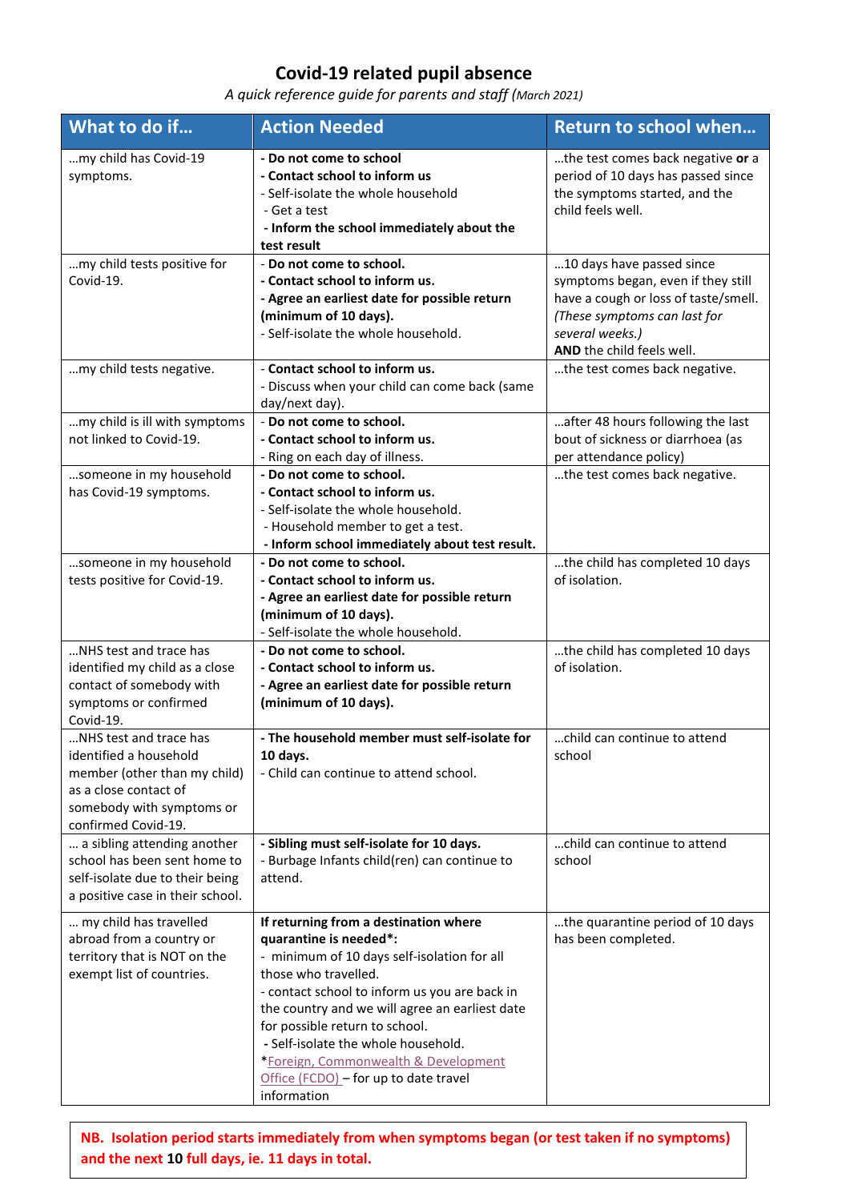# Covid-19 related pupil absence

*A quick reference guide for parents and staff (March 2021)*

| What to do if… | Action Needed | Return to school when… |
|---|---|---|
| …my child has Covid-19 symptoms. | **- Do not come to school**<br>**- Contact school to inform us**<br>- Self-isolate the whole household<br>- Get a test<br>**- Inform the school immediately about the test result** | …the test comes back negative **or** a period of 10 days has passed since the symptoms started, and the child feels well. |
| …my child tests positive for Covid-19. | **- Do not come to school.**<br>**- Contact school to inform us.**<br>**- Agree an earliest date for possible return (minimum of 10 days).**<br>- Self-isolate the whole household. | …10 days have passed since symptoms began, even if they still have a cough or loss of taste/smell. *(These symptoms can last for several weeks.)*<br>**AND** the child feels well. |
| …my child tests negative. | **- Contact school to inform us.**<br>- Discuss when your child can come back (same day/next day). | …the test comes back negative. |
| …my child is ill with symptoms not linked to Covid-19. | **- Do not come to school.**<br>**- Contact school to inform us.**<br>- Ring on each day of illness. | …after 48 hours following the last bout of sickness or diarrhoea (as per attendance policy) |
| …someone in my household has Covid-19 symptoms. | **- Do not come to school.**<br>**- Contact school to inform us.**<br>- Self-isolate the whole household.<br>- Household member to get a test.<br>**- Inform school immediately about test result.** | …the test comes back negative. |
| …someone in my household tests positive for Covid-19. | **- Do not come to school.**<br>**- Contact school to inform us.**<br>**- Agree an earliest date for possible return (minimum of 10 days).**<br>- Self-isolate the whole household. | …the child has completed 10 days of isolation. |
| …NHS test and trace has identified my child as a close contact of somebody with symptoms or confirmed Covid-19. | **- Do not come to school.**<br>**- Contact school to inform us.**<br>**- Agree an earliest date for possible return (minimum of 10 days).** | …the child has completed 10 days of isolation. |
| …NHS test and trace has identified a household member (other than my child) as a close contact of somebody with symptoms or confirmed Covid-19. | **- The household member must self-isolate for 10 days.**<br>- Child can continue to attend school. | …child can continue to attend school |
| … a sibling attending another school has been sent home to self-isolate due to their being a positive case in their school. | **- Sibling must self-isolate for 10 days.**<br>- Burbage Infants child(ren) can continue to attend. | …child can continue to attend school |
| … my child has travelled abroad from a country or territory that is NOT on the exempt list of countries. | **If returning from a destination where quarantine is needed\*:**<br>- minimum of 10 days self-isolation for all those who travelled.<br>- contact school to inform us you are back in the country and we will agree an earliest date for possible return to school.<br>**- Self-isolate the whole household.**<br>\*Foreign, Commonwealth & Development Office (FCDO) – for up to date travel information | …the quarantine period of 10 days has been completed. |

**NB. Isolation period starts immediately from when symptoms began (or test taken if no symptoms) and the next 10 full days, ie. 11 days in total.**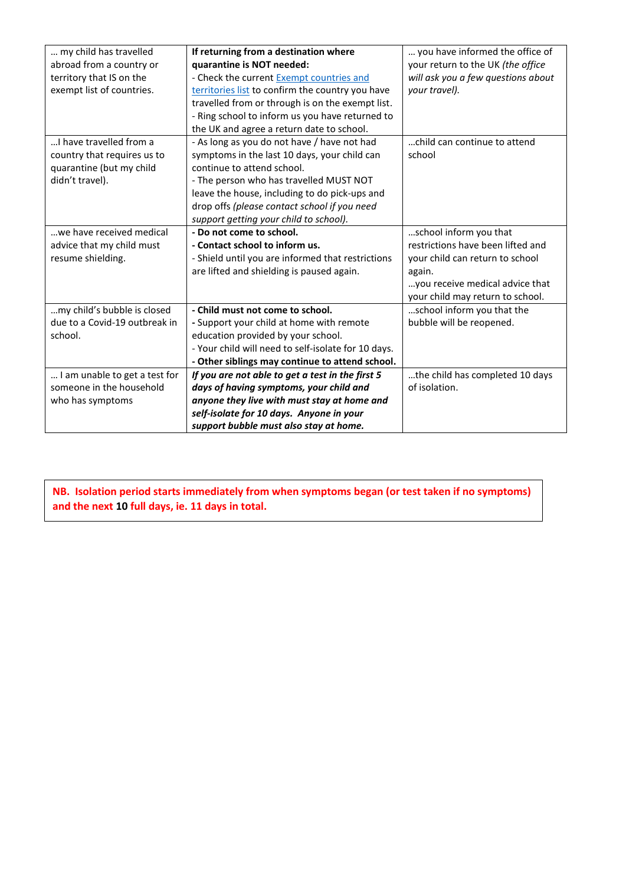| | | |
|---|---|---|
| … my child has travelled abroad from a country or territory that IS on the exempt list of countries. | **If returning from a destination where quarantine is NOT needed:**<br>- Check the current Exempt countries and territories list to confirm the country you have travelled from or through is on the exempt list.<br>- Ring school to inform us you have returned to the UK and agree a return date to school. | … you have informed the office of your return to the UK *(the office will ask you a few questions about your travel).* |
| …I have travelled from a country that requires us to quarantine (but my child didn't travel). | - As long as you do not have / have not had symptoms in the last 10 days, your child can continue to attend school.<br>- The person who has travelled MUST NOT leave the house, including to do pick-ups and drop offs *(please contact school if you need support getting your child to school).* | …child can continue to attend school |
| …we have received medical advice that my child must resume shielding. | **- Do not come to school.**<br>**- Contact school to inform us.**<br>- Shield until you are informed that restrictions are lifted and shielding is paused again. | …school inform you that restrictions have been lifted and your child can return to school again.<br>…you receive medical advice that your child may return to school. |
| …my child's bubble is closed due to a Covid-19 outbreak in school. | **- Child must not come to school.**<br>**-** Support your child at home with remote education provided by your school.<br>- Your child will need to self-isolate for 10 days.<br>**- Other siblings may continue to attend school.** | …school inform you that the bubble will be reopened. |
| … I am unable to get a test for someone in the household who has symptoms | ***If you are not able to get a test in the first 5 days of having symptoms, your child and anyone they live with must stay at home and self-isolate for 10 days. Anyone in your support bubble must also stay at home.*** | …the child has completed 10 days of isolation. |

**NB. Isolation period starts immediately from when symptoms began (or test taken if no symptoms) and the next 10 full days, ie. 11 days in total.**